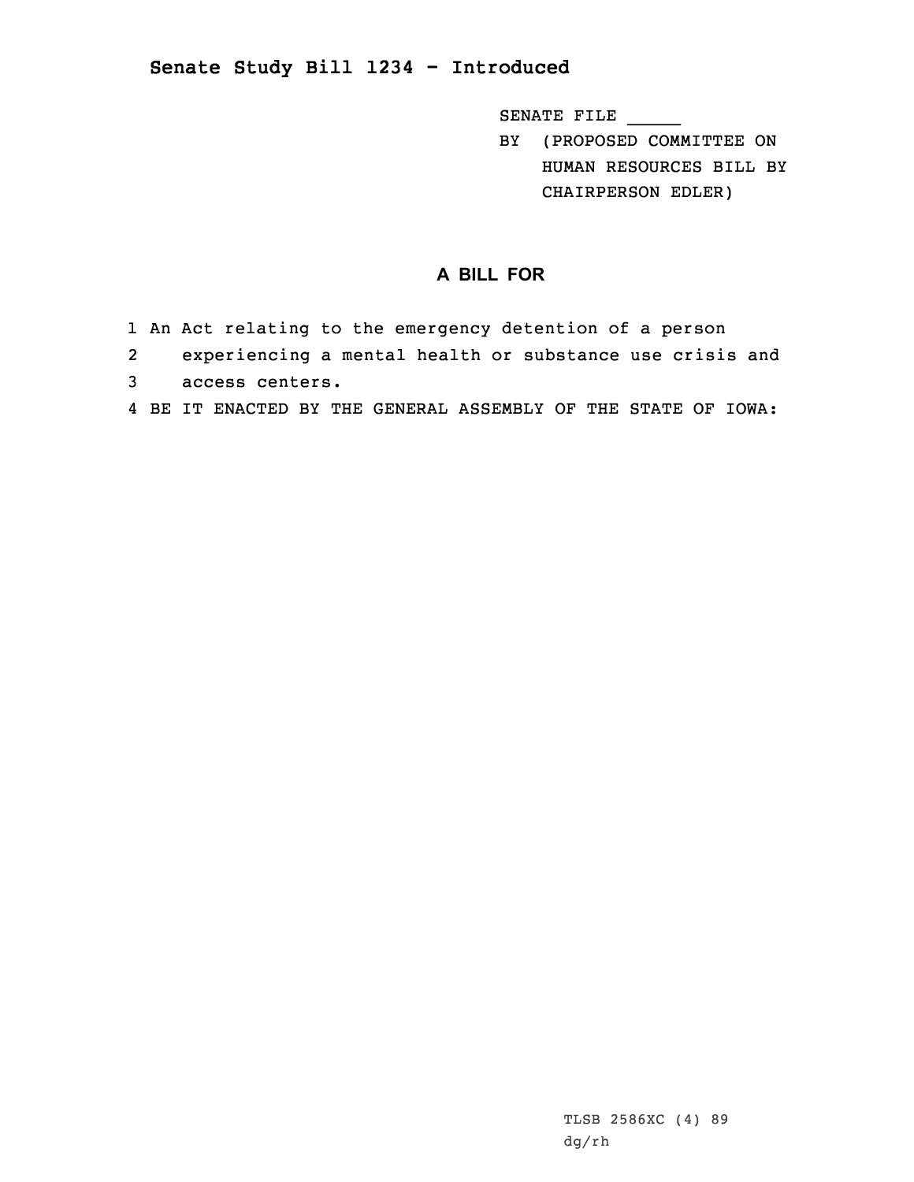## Senate Study Bill 1234 - Introduced

SENATE FILE _____

BY (PROPOSED COMMITTEE ON HUMAN RESOURCES BILL BY CHAIRPERSON EDLER)

### A BILL FOR

1 An Act relating to the emergency detention of a person
2 experiencing a mental health or substance use crisis and
3 access centers.
4 BE IT ENACTED BY THE GENERAL ASSEMBLY OF THE STATE OF IOWA:

TLSB 2586XC (4) 89
dg/rh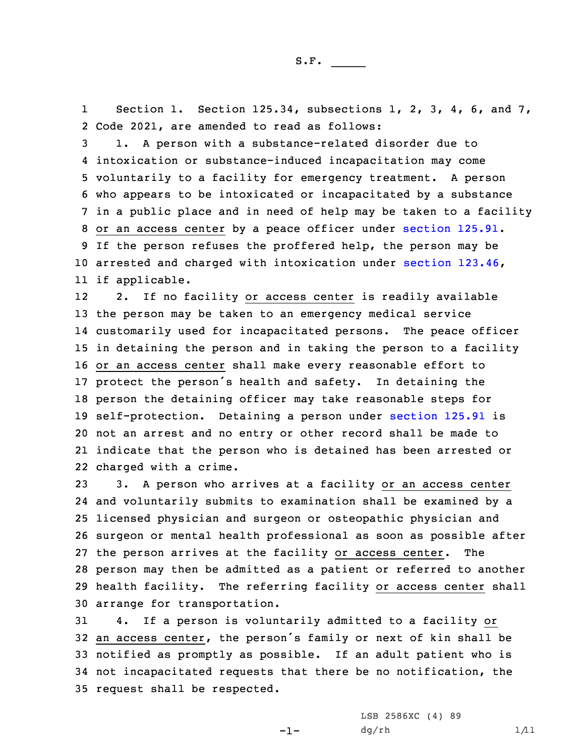S.F. _____

Section 1. Section 125.34, subsections 1, 2, 3, 4, 6, and 7, Code 2021, are amended to read as follows:

1. A person with a substance-related disorder due to intoxication or substance-induced incapacitation may come voluntarily to a facility for emergency treatment. A person who appears to be intoxicated or incapacitated by a substance in a public place and in need of help may be taken to a facility or an access center by a peace officer under section 125.91. If the person refuses the proffered help, the person may be arrested and charged with intoxication under section 123.46, if applicable.

2. If no facility or access center is readily available the person may be taken to an emergency medical service customarily used for incapacitated persons. The peace officer in detaining the person and in taking the person to a facility or an access center shall make every reasonable effort to protect the person's health and safety. In detaining the person the detaining officer may take reasonable steps for self-protection. Detaining a person under section 125.91 is not an arrest and no entry or other record shall be made to indicate that the person who is detained has been arrested or charged with a crime.

3. A person who arrives at a facility or an access center and voluntarily submits to examination shall be examined by a licensed physician and surgeon or osteopathic physician and surgeon or mental health professional as soon as possible after the person arrives at the facility or access center. The person may then be admitted as a patient or referred to another health facility. The referring facility or access center shall arrange for transportation.

4. If a person is voluntarily admitted to a facility or an access center, the person's family or next of kin shall be notified as promptly as possible. If an adult patient who is not incapacitated requests that there be no notification, the request shall be respected.

LSB 2586XC (4) 89
dg/rh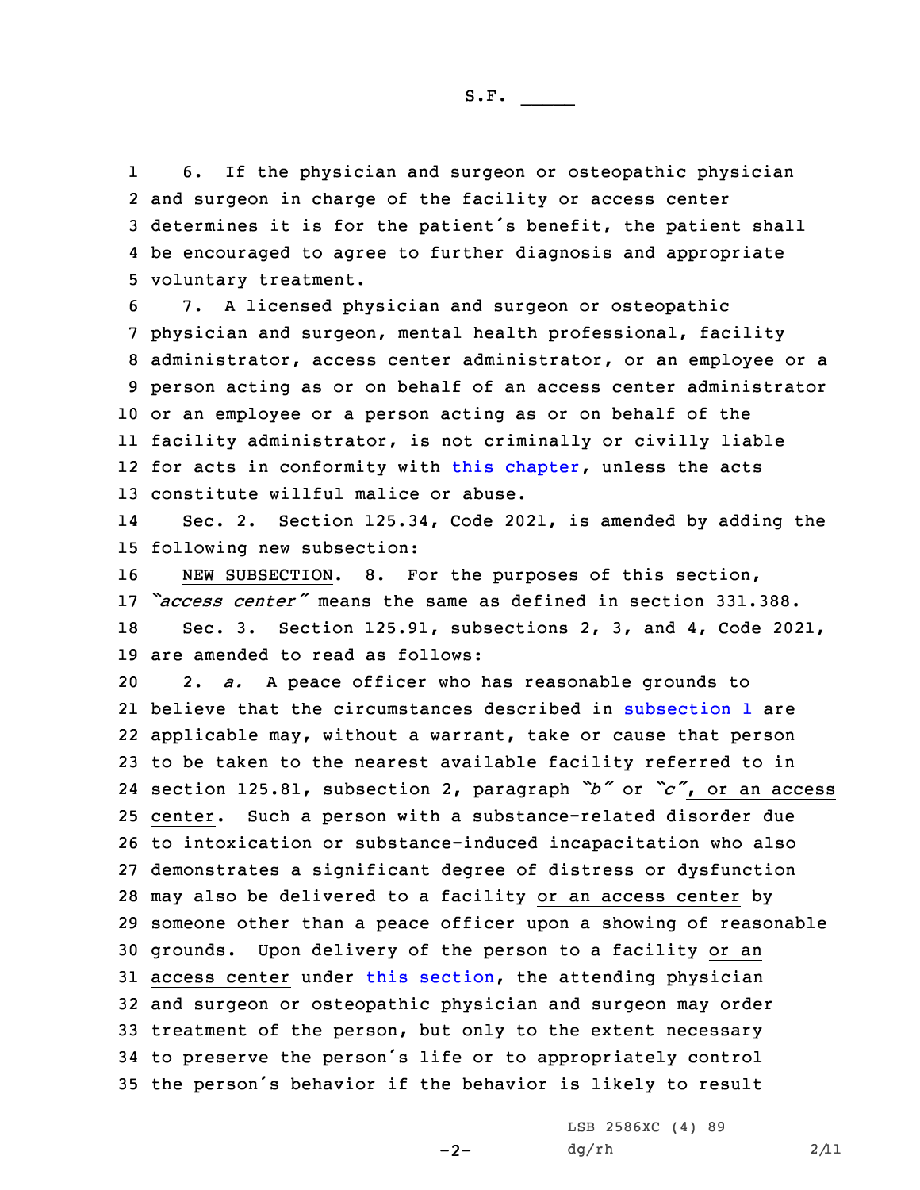6. If the physician and surgeon or osteopathic physician and surgeon in charge of the facility or access center determines it is for the patient's benefit, the patient shall be encouraged to agree to further diagnosis and appropriate voluntary treatment.

7. A licensed physician and surgeon or osteopathic physician and surgeon, mental health professional, facility administrator, access center administrator, or an employee or a person acting as or on behalf of an access center administrator or an employee or a person acting as or on behalf of the facility administrator, is not criminally or civilly liable for acts in conformity with this chapter, unless the acts constitute willful malice or abuse.

Sec. 2. Section 125.34, Code 2021, is amended by adding the following new subsection:

NEW SUBSECTION. 8. For the purposes of this section, *"access center"* means the same as defined in section 331.388.

Sec. 3. Section 125.91, subsections 2, 3, and 4, Code 2021, are amended to read as follows:

2. *a.* A peace officer who has reasonable grounds to believe that the circumstances described in subsection 1 are applicable may, without a warrant, take or cause that person to be taken to the nearest available facility referred to in section 125.81, subsection 2, paragraph *"b"* or *"c"*, or an access center. Such a person with a substance-related disorder due to intoxication or substance-induced incapacitation who also demonstrates a significant degree of distress or dysfunction may also be delivered to a facility or an access center by someone other than a peace officer upon a showing of reasonable grounds. Upon delivery of the person to a facility or an access center under this section, the attending physician and surgeon or osteopathic physician and surgeon may order treatment of the person, but only to the extent necessary to preserve the person's life or to appropriately control the person's behavior if the behavior is likely to result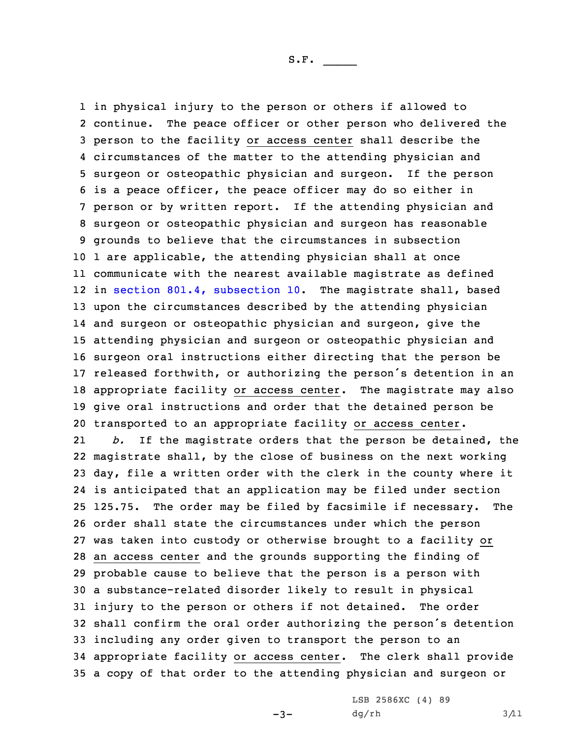in physical injury to the person or others if allowed to continue. The peace officer or other person who delivered the person to the facility or access center shall describe the circumstances of the matter to the attending physician and surgeon or osteopathic physician and surgeon. If the person is a peace officer, the peace officer may do so either in person or by written report. If the attending physician and surgeon or osteopathic physician and surgeon has reasonable grounds to believe that the circumstances in subsection 1 are applicable, the attending physician shall at once communicate with the nearest available magistrate as defined in section 801.4, subsection 10. The magistrate shall, based upon the circumstances described by the attending physician and surgeon or osteopathic physician and surgeon, give the attending physician and surgeon or osteopathic physician and surgeon oral instructions either directing that the person be released forthwith, or authorizing the person's detention in an appropriate facility or access center. The magistrate may also give oral instructions and order that the detained person be transported to an appropriate facility or access center.

*b.* If the magistrate orders that the person be detained, the magistrate shall, by the close of business on the next working day, file a written order with the clerk in the county where it is anticipated that an application may be filed under section 125.75. The order may be filed by facsimile if necessary. The order shall state the circumstances under which the person was taken into custody or otherwise brought to a facility or an access center and the grounds supporting the finding of probable cause to believe that the person is a person with a substance-related disorder likely to result in physical injury to the person or others if not detained. The order shall confirm the oral order authorizing the person's detention including any order given to transport the person to an appropriate facility or access center. The clerk shall provide a copy of that order to the attending physician and surgeon or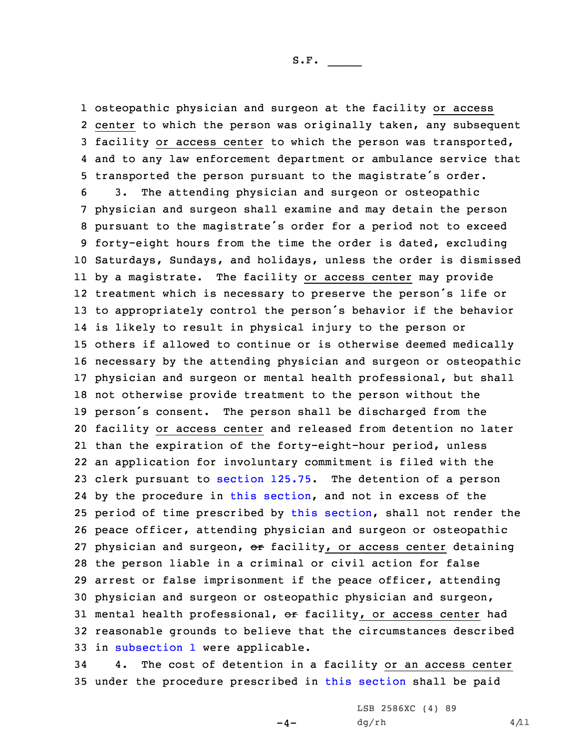osteopathic physician and surgeon at the facility or access center to which the person was originally taken, any subsequent facility or access center to which the person was transported, and to any law enforcement department or ambulance service that transported the person pursuant to the magistrate's order.

3. The attending physician and surgeon or osteopathic physician and surgeon shall examine and may detain the person pursuant to the magistrate's order for a period not to exceed forty-eight hours from the time the order is dated, excluding Saturdays, Sundays, and holidays, unless the order is dismissed by a magistrate. The facility or access center may provide treatment which is necessary to preserve the person's life or to appropriately control the person's behavior if the behavior is likely to result in physical injury to the person or others if allowed to continue or is otherwise deemed medically necessary by the attending physician and surgeon or osteopathic physician and surgeon or mental health professional, but shall not otherwise provide treatment to the person without the person's consent. The person shall be discharged from the facility or access center and released from detention no later than the expiration of the forty-eight-hour period, unless an application for involuntary commitment is filed with the clerk pursuant to section 125.75. The detention of a person by the procedure in this section, and not in excess of the period of time prescribed by this section, shall not render the peace officer, attending physician and surgeon or osteopathic physician and surgeon, ~~or~~ facility, or access center detaining the person liable in a criminal or civil action for false arrest or false imprisonment if the peace officer, attending physician and surgeon or osteopathic physician and surgeon, mental health professional, ~~or~~ facility, or access center had reasonable grounds to believe that the circumstances described in subsection 1 were applicable.

4. The cost of detention in a facility or an access center under the procedure prescribed in this section shall be paid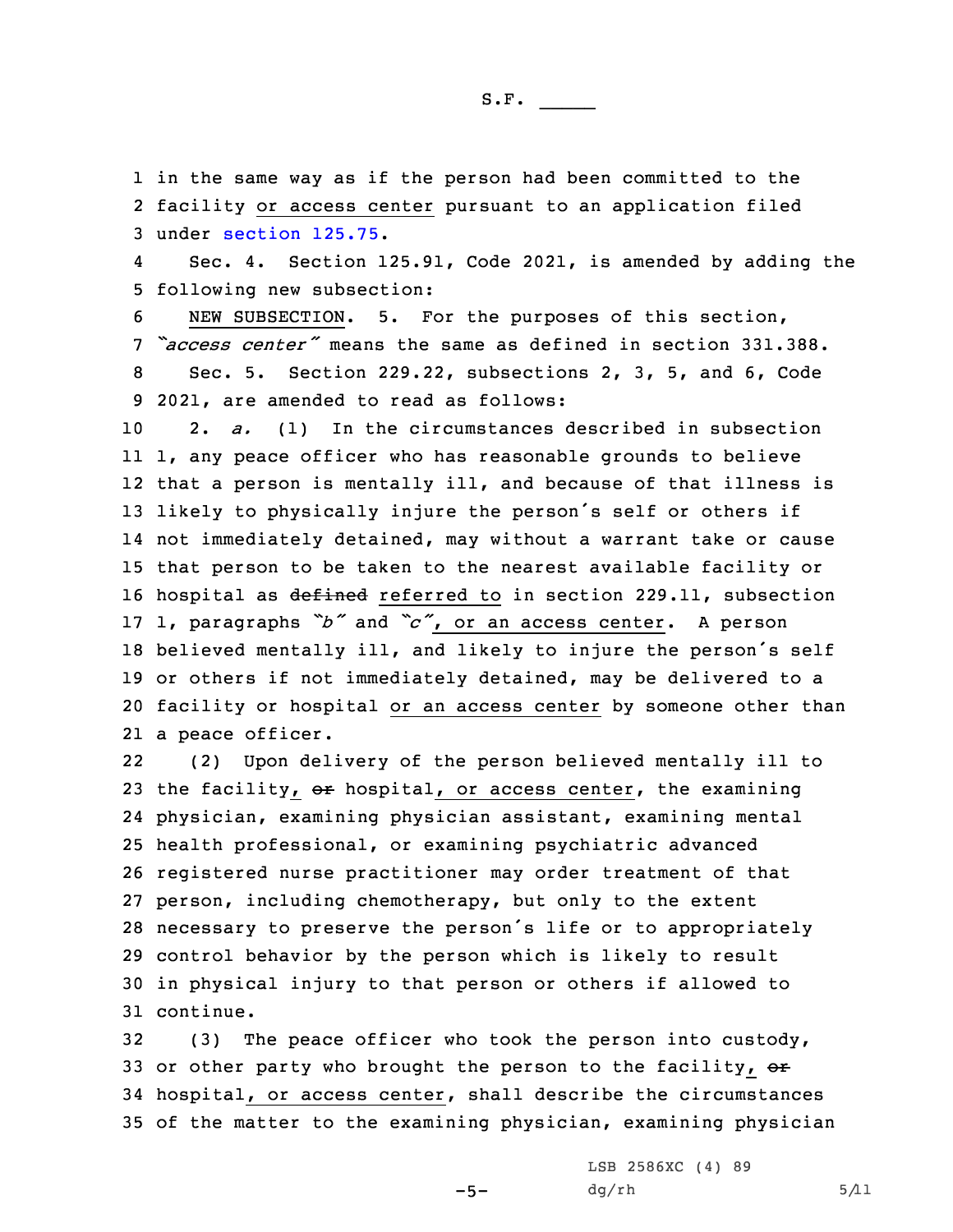in the same way as if the person had been committed to the facility or access center pursuant to an application filed under section 125.75.

Sec. 4. Section 125.91, Code 2021, is amended by adding the following new subsection:

NEW SUBSECTION. 5. For the purposes of this section, *"access center"* means the same as defined in section 331.388.

Sec. 5. Section 229.22, subsections 2, 3, 5, and 6, Code 2021, are amended to read as follows:

2. *a.* (1) In the circumstances described in subsection 1, any peace officer who has reasonable grounds to believe that a person is mentally ill, and because of that illness is likely to physically injure the person's self or others if not immediately detained, may without a warrant take or cause that person to be taken to the nearest available facility or hospital as ~~defined~~ referred to in section 229.11, subsection 1, paragraphs *"b"* and *"c"*, or an access center. A person believed mentally ill, and likely to injure the person's self or others if not immediately detained, may be delivered to a facility or hospital or an access center by someone other than a peace officer.

(2) Upon delivery of the person believed mentally ill to the facility, ~~or~~ hospital, or access center, the examining physician, examining physician assistant, examining mental health professional, or examining psychiatric advanced registered nurse practitioner may order treatment of that person, including chemotherapy, but only to the extent necessary to preserve the person's life or to appropriately control behavior by the person which is likely to result in physical injury to that person or others if allowed to continue.

(3) The peace officer who took the person into custody, or other party who brought the person to the facility, ~~or~~ hospital, or access center, shall describe the circumstances of the matter to the examining physician, examining physician

LSB 2586XC (4) 89
dg/rh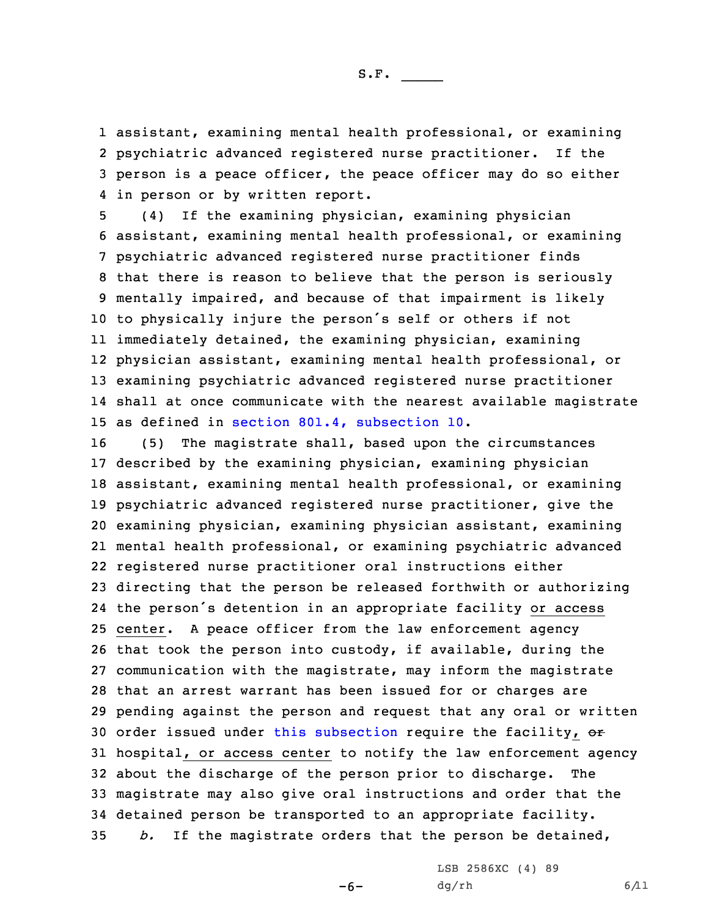assistant, examining mental health professional, or examining psychiatric advanced registered nurse practitioner. If the person is a peace officer, the peace officer may do so either in person or by written report.

(4) If the examining physician, examining physician assistant, examining mental health professional, or examining psychiatric advanced registered nurse practitioner finds that there is reason to believe that the person is seriously mentally impaired, and because of that impairment is likely to physically injure the person's self or others if not immediately detained, the examining physician, examining physician assistant, examining mental health professional, or examining psychiatric advanced registered nurse practitioner shall at once communicate with the nearest available magistrate as defined in section 801.4, subsection 10.

(5) The magistrate shall, based upon the circumstances described by the examining physician, examining physician assistant, examining mental health professional, or examining psychiatric advanced registered nurse practitioner, give the examining physician, examining physician assistant, examining mental health professional, or examining psychiatric advanced registered nurse practitioner oral instructions either directing that the person be released forthwith or authorizing the person's detention in an appropriate facility or access center. A peace officer from the law enforcement agency that took the person into custody, if available, during the communication with the magistrate, may inform the magistrate that an arrest warrant has been issued for or charges are pending against the person and request that any oral or written order issued under this subsection require the facility, ~~or~~ hospital, or access center to notify the law enforcement agency about the discharge of the person prior to discharge. The magistrate may also give oral instructions and order that the detained person be transported to an appropriate facility.

*b.* If the magistrate orders that the person be detained,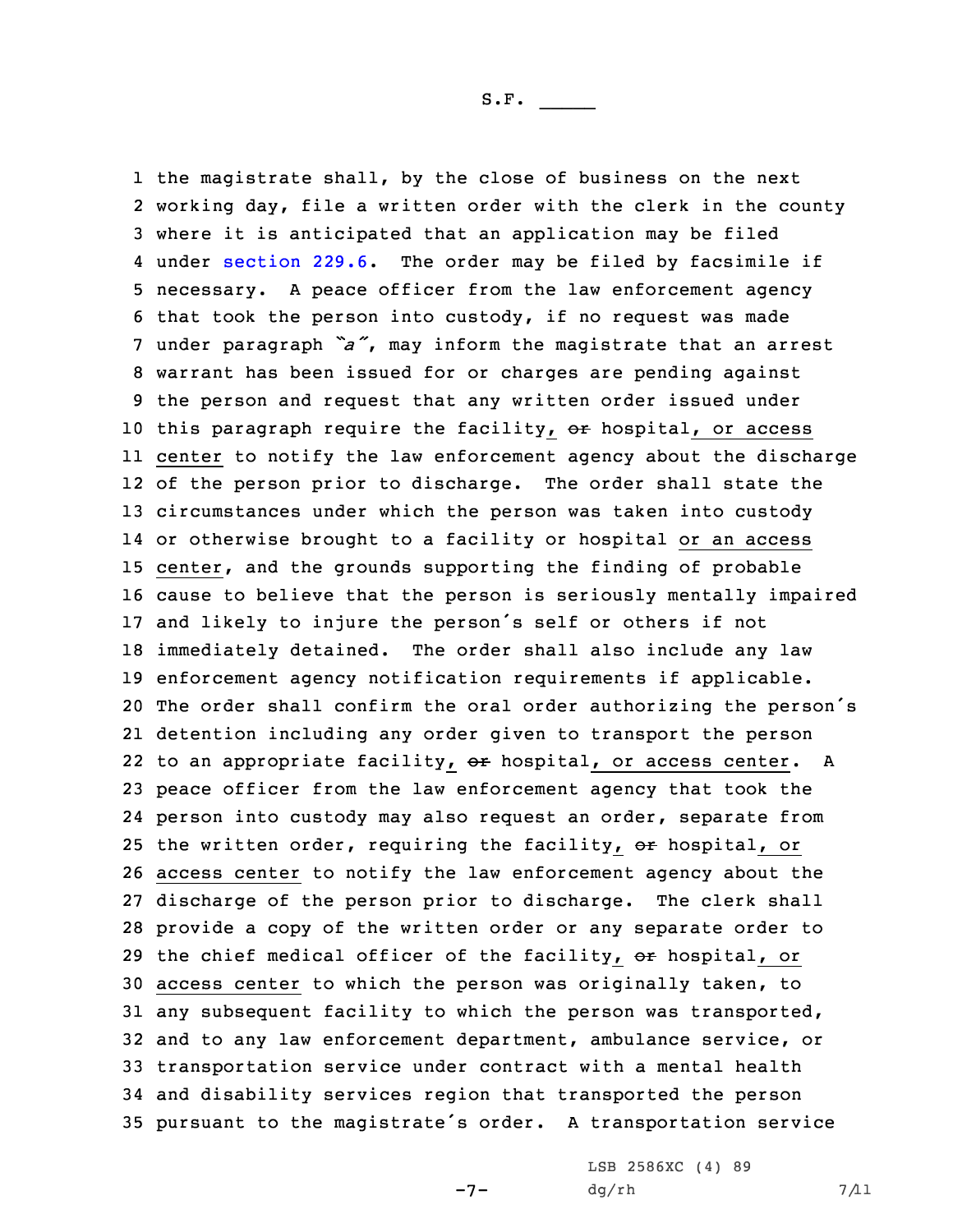the magistrate shall, by the close of business on the next working day, file a written order with the clerk in the county where it is anticipated that an application may be filed under section 229.6. The order may be filed by facsimile if necessary. A peace officer from the law enforcement agency that took the person into custody, if no request was made under paragraph *"a"*, may inform the magistrate that an arrest warrant has been issued for or charges are pending against the person and request that any written order issued under this paragraph require the facility, ~~or~~ hospital, or access center to notify the law enforcement agency about the discharge of the person prior to discharge. The order shall state the circumstances under which the person was taken into custody or otherwise brought to a facility or hospital or an access center, and the grounds supporting the finding of probable cause to believe that the person is seriously mentally impaired and likely to injure the person's self or others if not immediately detained. The order shall also include any law enforcement agency notification requirements if applicable. The order shall confirm the oral order authorizing the person's detention including any order given to transport the person to an appropriate facility, ~~or~~ hospital, or access center. A peace officer from the law enforcement agency that took the person into custody may also request an order, separate from the written order, requiring the facility, ~~or~~ hospital, or access center to notify the law enforcement agency about the discharge of the person prior to discharge. The clerk shall provide a copy of the written order or any separate order to the chief medical officer of the facility, ~~or~~ hospital, or access center to which the person was originally taken, to any subsequent facility to which the person was transported, and to any law enforcement department, ambulance service, or transportation service under contract with a mental health and disability services region that transported the person pursuant to the magistrate's order. A transportation service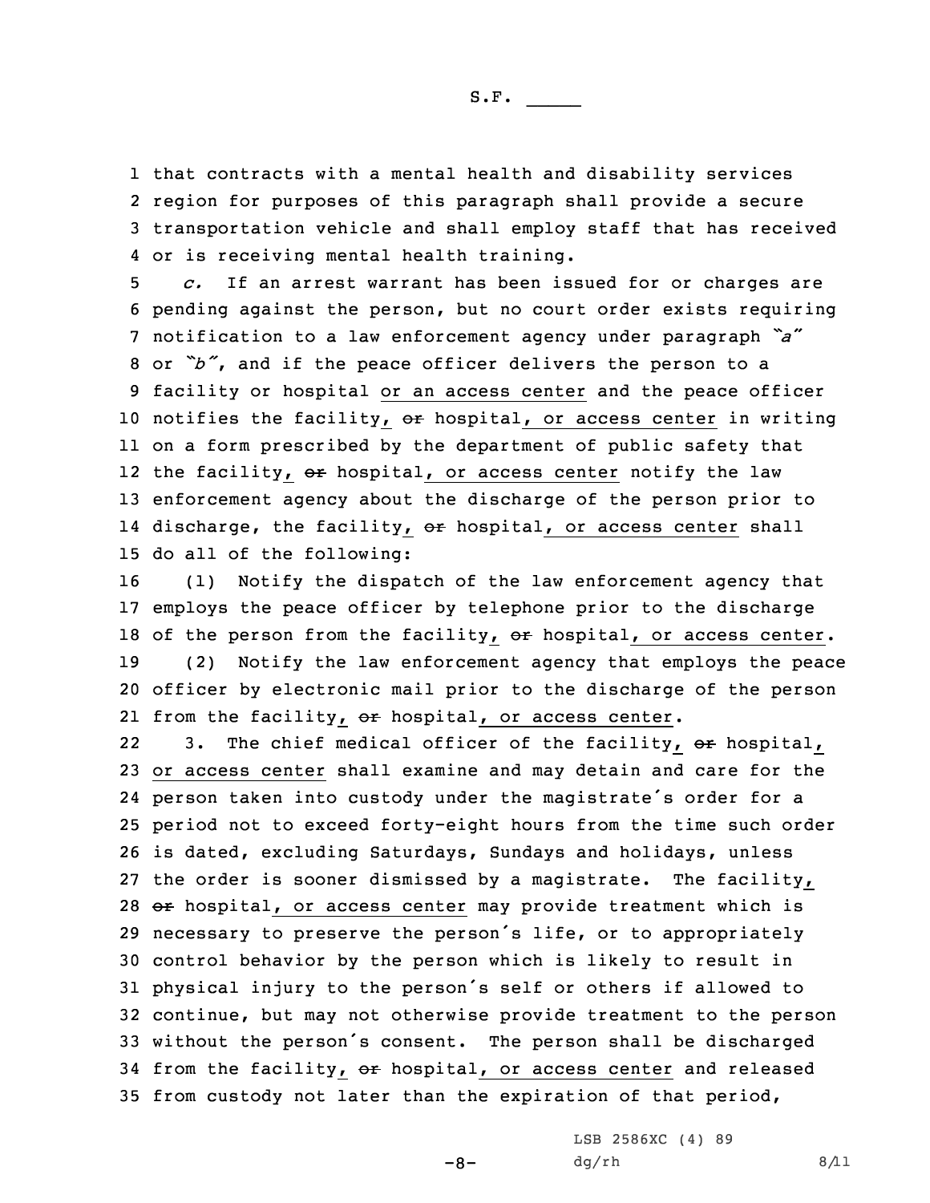that contracts with a mental health and disability services region for purposes of this paragraph shall provide a secure transportation vehicle and shall employ staff that has received or is receiving mental health training.

*c.* If an arrest warrant has been issued for or charges are pending against the person, but no court order exists requiring notification to a law enforcement agency under paragraph *"a"* or *"b"*, and if the peace officer delivers the person to a facility or hospital or an access center and the peace officer notifies the facility, ~~or~~ hospital, or access center in writing on a form prescribed by the department of public safety that the facility, ~~or~~ hospital, or access center notify the law enforcement agency about the discharge of the person prior to discharge, the facility, ~~or~~ hospital, or access center shall do all of the following:

(1) Notify the dispatch of the law enforcement agency that employs the peace officer by telephone prior to the discharge of the person from the facility, ~~or~~ hospital, or access center.

(2) Notify the law enforcement agency that employs the peace officer by electronic mail prior to the discharge of the person from the facility, ~~or~~ hospital, or access center.

3. The chief medical officer of the facility, ~~or~~ hospital, or access center shall examine and may detain and care for the person taken into custody under the magistrate's order for a period not to exceed forty-eight hours from the time such order is dated, excluding Saturdays, Sundays and holidays, unless the order is sooner dismissed by a magistrate. The facility, ~~or~~ hospital, or access center may provide treatment which is necessary to preserve the person's life, or to appropriately control behavior by the person which is likely to result in physical injury to the person's self or others if allowed to continue, but may not otherwise provide treatment to the person without the person's consent. The person shall be discharged from the facility, ~~or~~ hospital, or access center and released from custody not later than the expiration of that period,

LSB 2586XC (4) 89
dg/rh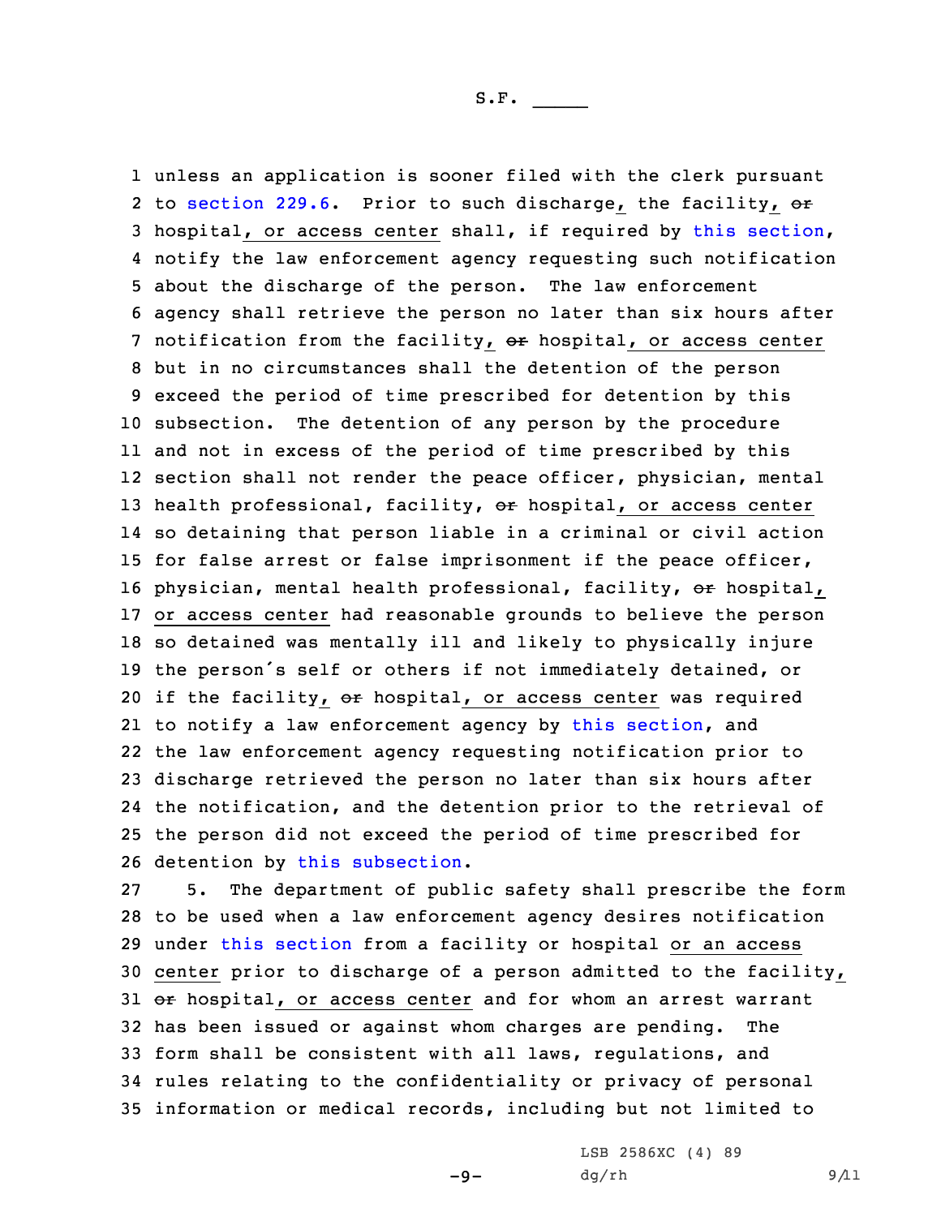unless an application is sooner filed with the clerk pursuant to section 229.6. Prior to such discharge, the facility, ~~or~~ hospital, or access center shall, if required by this section, notify the law enforcement agency requesting such notification about the discharge of the person. The law enforcement agency shall retrieve the person no later than six hours after notification from the facility, ~~or~~ hospital, or access center but in no circumstances shall the detention of the person exceed the period of time prescribed for detention by this subsection. The detention of any person by the procedure and not in excess of the period of time prescribed by this section shall not render the peace officer, physician, mental health professional, facility, ~~or~~ hospital, or access center so detaining that person liable in a criminal or civil action for false arrest or false imprisonment if the peace officer, physician, mental health professional, facility, ~~or~~ hospital, or access center had reasonable grounds to believe the person so detained was mentally ill and likely to physically injure the person's self or others if not immediately detained, or if the facility, ~~or~~ hospital, or access center was required to notify a law enforcement agency by this section, and the law enforcement agency requesting notification prior to discharge retrieved the person no later than six hours after the notification, and the detention prior to the retrieval of the person did not exceed the period of time prescribed for detention by this subsection.

5. The department of public safety shall prescribe the form to be used when a law enforcement agency desires notification under this section from a facility or hospital or an access center prior to discharge of a person admitted to the facility, ~~or~~ hospital, or access center and for whom an arrest warrant has been issued or against whom charges are pending. The form shall be consistent with all laws, regulations, and rules relating to the confidentiality or privacy of personal information or medical records, including but not limited to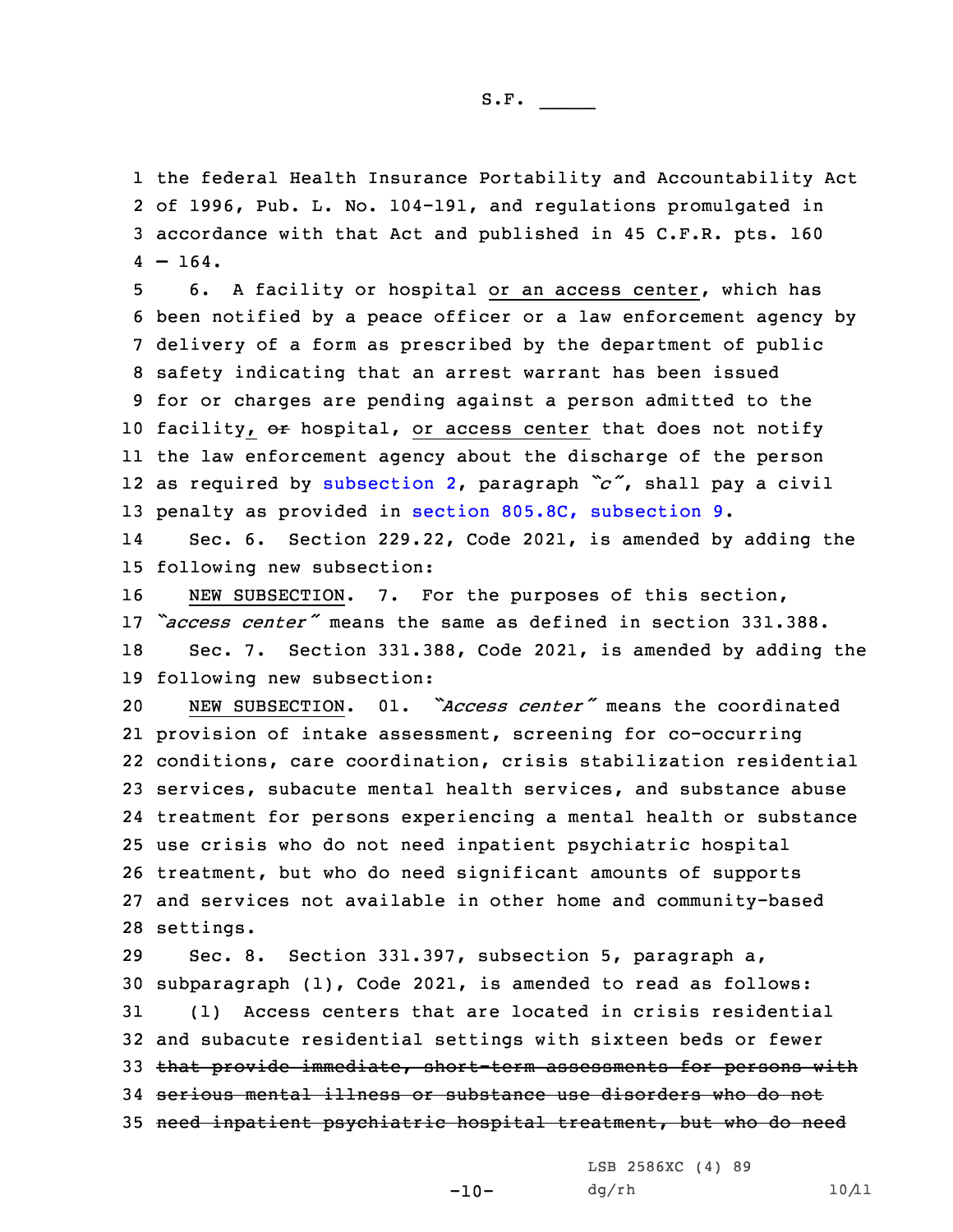the federal Health Insurance Portability and Accountability Act of 1996, Pub. L. No. 104-191, and regulations promulgated in accordance with that Act and published in 45 C.F.R. pts. 160 – 164.

6. A facility or hospital <u>or an access center</u>, which has been notified by a peace officer or a law enforcement agency by delivery of a form as prescribed by the department of public safety indicating that an arrest warrant has been issued for or charges are pending against a person admitted to the facility, ~~or~~ hospital, <u>or access center</u> that does not notify the law enforcement agency about the discharge of the person as required by subsection 2, paragraph *"c"*, shall pay a civil penalty as provided in section 805.8C, subsection 9.

Sec. 6. Section 229.22, Code 2021, is amended by adding the following new subsection:

<u>NEW SUBSECTION</u>. 7. For the purposes of this section, *"access center"* means the same as defined in section 331.388.

Sec. 7. Section 331.388, Code 2021, is amended by adding the following new subsection:

<u>NEW SUBSECTION</u>. 01. *"Access center"* means the coordinated provision of intake assessment, screening for co-occurring conditions, care coordination, crisis stabilization residential services, subacute mental health services, and substance abuse treatment for persons experiencing a mental health or substance use crisis who do not need inpatient psychiatric hospital treatment, but who do need significant amounts of supports and services not available in other home and community-based settings.

Sec. 8. Section 331.397, subsection 5, paragraph a, subparagraph (1), Code 2021, is amended to read as follows:

(1) Access centers that are located in crisis residential and subacute residential settings with sixteen beds or fewer ~~that provide immediate, short-term assessments for persons with serious mental illness or substance use disorders who do not need inpatient psychiatric hospital treatment, but who do need~~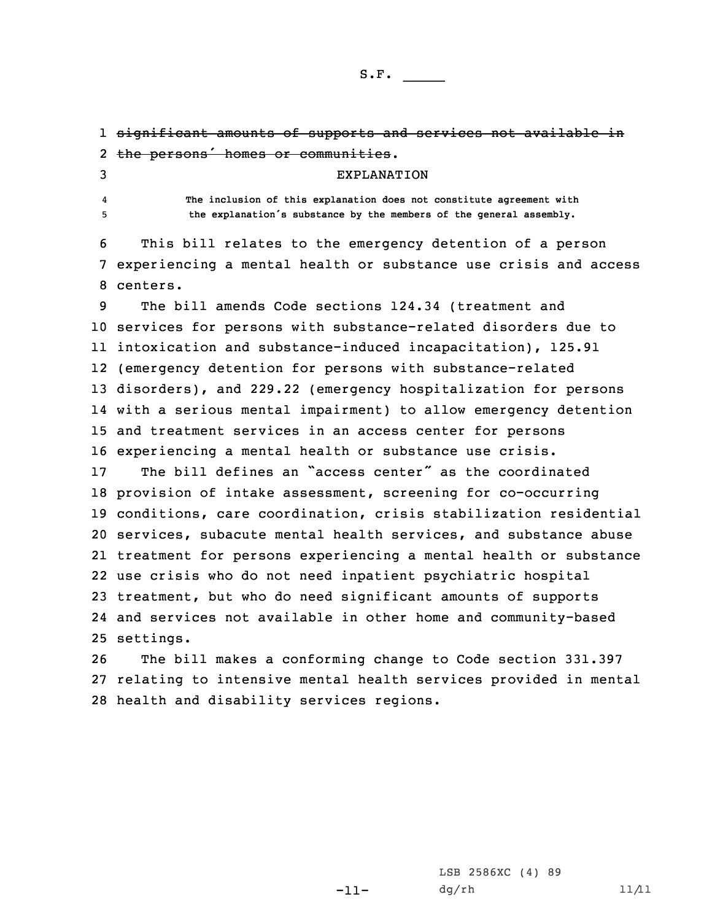~~significant amounts of supports and services not available in the persons' homes or communities~~.

EXPLANATION

The inclusion of this explanation does not constitute agreement with the explanation's substance by the members of the general assembly.

This bill relates to the emergency detention of a person experiencing a mental health or substance use crisis and access centers.

The bill amends Code sections 124.34 (treatment and services for persons with substance-related disorders due to intoxication and substance-induced incapacitation), 125.91 (emergency detention for persons with substance-related disorders), and 229.22 (emergency hospitalization for persons with a serious mental impairment) to allow emergency detention and treatment services in an access center for persons experiencing a mental health or substance use crisis.

The bill defines an "access center" as the coordinated provision of intake assessment, screening for co-occurring conditions, care coordination, crisis stabilization residential services, subacute mental health services, and substance abuse treatment for persons experiencing a mental health or substance use crisis who do not need inpatient psychiatric hospital treatment, but who do need significant amounts of supports and services not available in other home and community-based settings.

The bill makes a conforming change to Code section 331.397 relating to intensive mental health services provided in mental health and disability services regions.

LSB 2586XC (4) 89
dg/rh